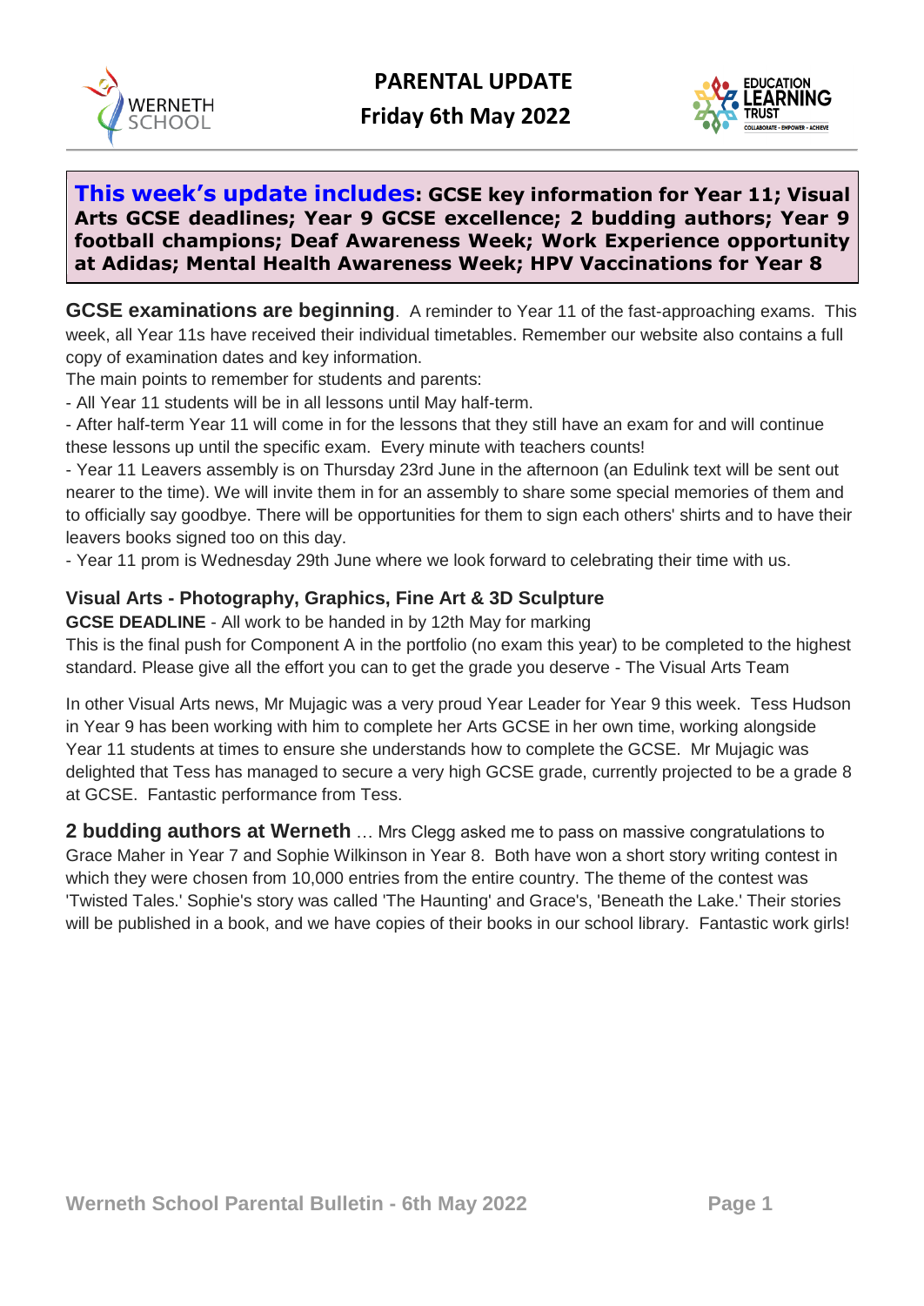# PARENTAL UPDATE

## Friday 6th May 2022

**This week's update includes: GCSE key information for Year 11; Visual Arts GCSE deadlines; Year 9 GCSE excellence; 2 budding authors; Year 9 football champions; Deaf Awareness Week; Work Experience opportunity at Adidas; Mental Health Awareness Week; HPV Vaccinations for Year 8**

**GCSE examinations are beginning**. A reminder to Year 11 of the fast-approaching exams. This week, all Year 11s have received their individual timetables. Remember our website also contains a full copy of examination dates and key information.

The main points to remember for students and parents:

- All Year 11 students will be in all lessons until May half-term.
- After half-term Year 11 will come in for the lessons that they still have an exam for and will continue these lessons up until the specific exam. Every minute with teachers counts!
- Year 11 Leavers assembly is on Thursday 23rd June in the afternoon (an Edulink text will be sent out nearer to the time). We will invite them in for an assembly to share some special memories of them and to officially say goodbye. There will be opportunities for them to sign each others' shirts and to have their leavers books signed too on this day.
- Year 11 prom is Wednesday 29th June where we look forward to celebrating their time with us.

### Visual Arts - Photography, Graphics, Fine Art & 3D Sculpture

**GCSE DEADLINE** - All work to be handed in by 12th May for marking

This is the final push for Component A in the portfolio (no exam this year) to be completed to the highest standard. Please give all the effort you can to get the grade you deserve - The Visual Arts Team

In other Visual Arts news, Mr Mujagic was a very proud Year Leader for Year 9 this week. Tess Hudson in Year 9 has been working with him to complete her Arts GCSE in her own time, working alongside Year 11 students at times to ensure she understands how to complete the GCSE. Mr Mujagic was delighted that Tess has managed to secure a very high GCSE grade, currently projected to be a grade 8 at GCSE. Fantastic performance from Tess.

**2 budding authors at Werneth** … Mrs Clegg asked me to pass on massive congratulations to Grace Maher in Year 7 and Sophie Wilkinson in Year 8. Both have won a short story writing contest in which they were chosen from 10,000 entries from the entire country. The theme of the contest was 'Twisted Tales.' Sophie's story was called 'The Haunting' and Grace's, 'Beneath the Lake.' Their stories will be published in a book, and we have copies of their books in our school library. Fantastic work girls!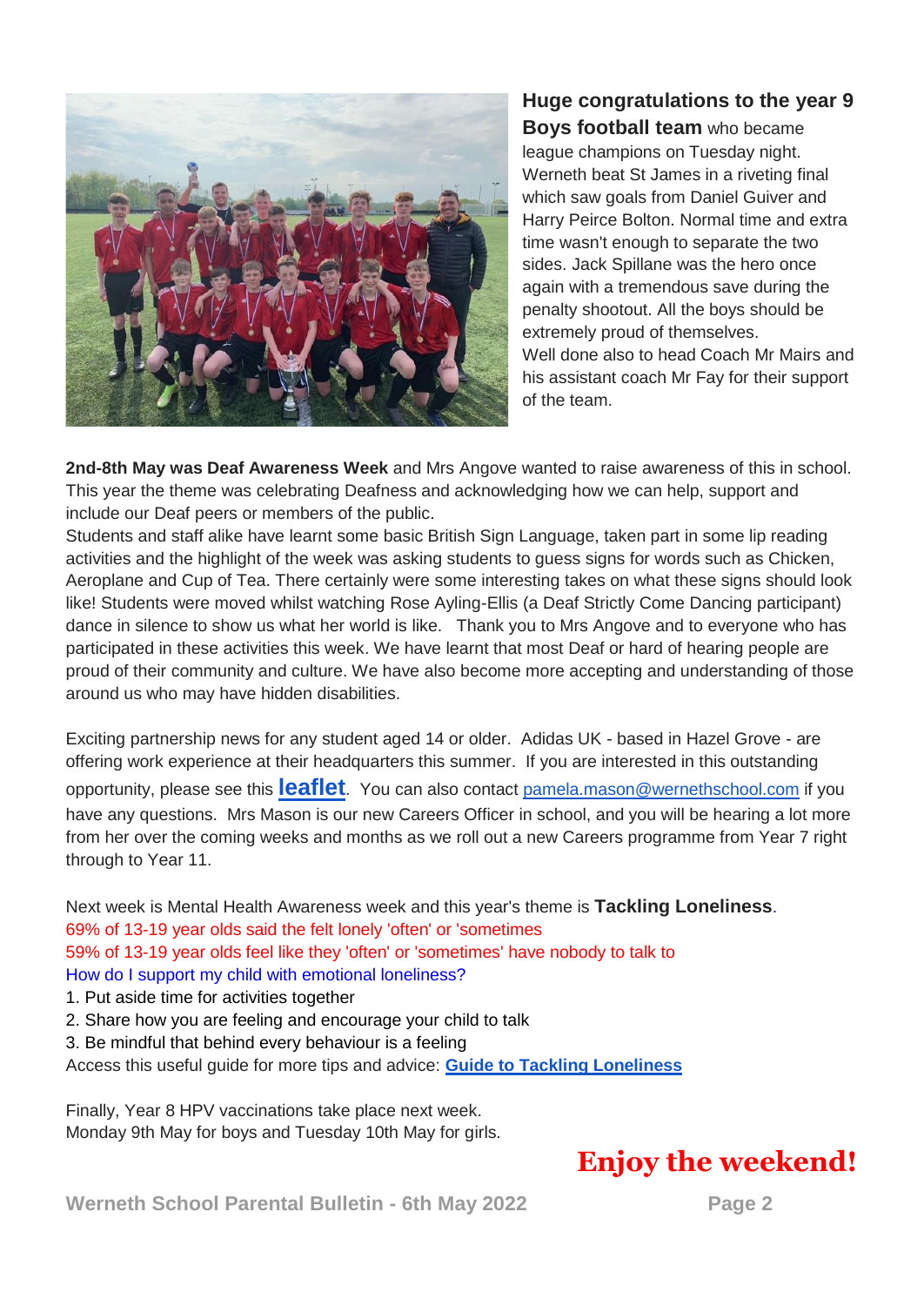**Huge congratulations to the year 9 Boys football team** who became league champions on Tuesday night. Werneth beat St James in a riveting final which saw goals from Daniel Guiver and Harry Peirce Bolton. Normal time and extra time wasn't enough to separate the two sides. Jack Spillane was the hero once again with a tremendous save during the penalty shootout. All the boys should be extremely proud of themselves.
Well done also to head Coach Mr Mairs and his assistant coach Mr Fay for their support of the team.

**2nd-8th May was Deaf Awareness Week** and Mrs Angove wanted to raise awareness of this in school. This year the theme was celebrating Deafness and acknowledging how we can help, support and include our Deaf peers or members of the public.
Students and staff alike have learnt some basic British Sign Language, taken part in some lip reading activities and the highlight of the week was asking students to guess signs for words such as Chicken, Aeroplane and Cup of Tea. There certainly were some interesting takes on what these signs should look like! Students were moved whilst watching Rose Ayling-Ellis (a Deaf Strictly Come Dancing participant) dance in silence to show us what her world is like. Thank you to Mrs Angove and to everyone who has participated in these activities this week. We have learnt that most Deaf or hard of hearing people are proud of their community and culture. We have also become more accepting and understanding of those around us who may have hidden disabilities.

Exciting partnership news for any student aged 14 or older. Adidas UK - based in Hazel Grove - are offering work experience at their headquarters this summer. If you are interested in this outstanding opportunity, please see this **leaflet**. You can also contact pamela.mason@wernethschool.com if you have any questions. Mrs Mason is our new Careers Officer in school, and you will be hearing a lot more from her over the coming weeks and months as we roll out a new Careers programme from Year 7 right through to Year 11.

Next week is Mental Health Awareness week and this year's theme is **Tackling Loneliness**.
69% of 13-19 year olds said the felt lonely 'often' or 'sometimes
59% of 13-19 year olds feel like they 'often' or 'sometimes' have nobody to talk to
How do I support my child with emotional loneliness?

1. Put aside time for activities together
2. Share how you are feeling and encourage your child to talk
3. Be mindful that behind every behaviour is a feeling

Access this useful guide for more tips and advice: **Guide to Tackling Loneliness**

Finally, Year 8 HPV vaccinations take place next week.
Monday 9th May for boys and Tuesday 10th May for girls.

**Enjoy the weekend!**